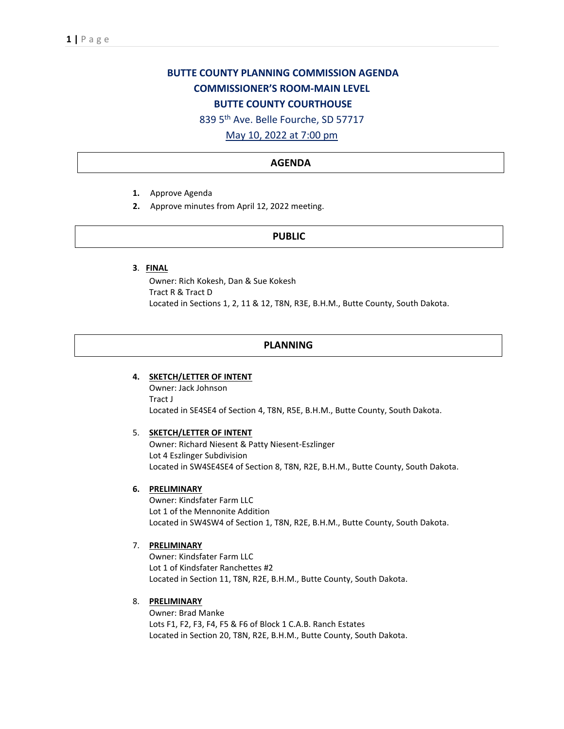# BUTTE COUNTY PLANNING COMMISSION AGENDA
## COMMISSIONER'S ROOM-MAIN LEVEL
## BUTTE COUNTY COURTHOUSE

839 5th Ave. Belle Fourche, SD 57717

May 10, 2022 at 7:00 pm

## AGENDA

1. Approve Agenda
2. Approve minutes from April 12, 2022 meeting.

## PUBLIC

3. **FINAL**
   Owner: Rich Kokesh, Dan & Sue Kokesh
   Tract R & Tract D
   Located in Sections 1, 2, 11 & 12, T8N, R3E, B.H.M., Butte County, South Dakota.

## PLANNING

4. **SKETCH/LETTER OF INTENT**
   Owner: Jack Johnson
   Tract J
   Located in SE4SE4 of Section 4, T8N, R5E, B.H.M., Butte County, South Dakota.

5. **SKETCH/LETTER OF INTENT**
   Owner: Richard Niesent & Patty Niesent-Eszlinger
   Lot 4 Eszlinger Subdivision
   Located in SW4SE4SE4 of Section 8, T8N, R2E, B.H.M., Butte County, South Dakota.

6. **PRELIMINARY**
   Owner: Kindsfater Farm LLC
   Lot 1 of the Mennonite Addition
   Located in SW4SW4 of Section 1, T8N, R2E, B.H.M., Butte County, South Dakota.

7. **PRELIMINARY**
   Owner: Kindsfater Farm LLC
   Lot 1 of Kindsfater Ranchettes #2
   Located in Section 11, T8N, R2E, B.H.M., Butte County, South Dakota.

8. **PRELIMINARY**
   Owner: Brad Manke
   Lots F1, F2, F3, F4, F5 & F6 of Block 1 C.A.B. Ranch Estates
   Located in Section 20, T8N, R2E, B.H.M., Butte County, South Dakota.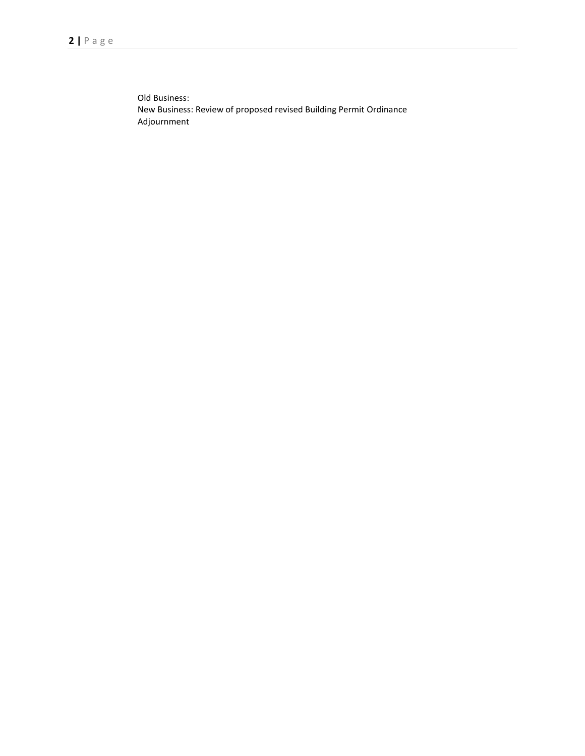Old Business:
New Business: Review of proposed revised Building Permit Ordinance
Adjournment